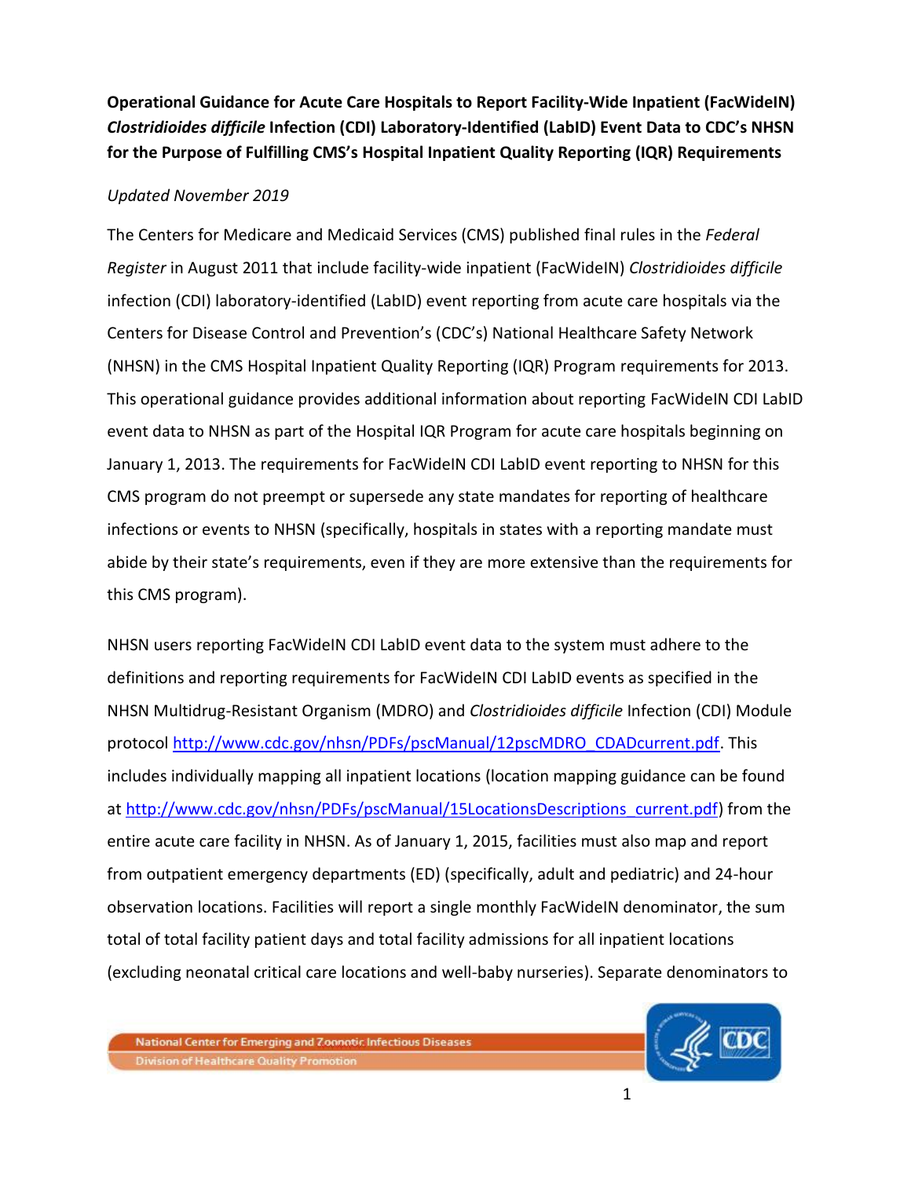**Operational Guidance for Acute Care Hospitals to Report Facility-Wide Inpatient (FacWideIN) *Clostridioides difficile* Infection (CDI) Laboratory-Identified (LabID) Event Data to CDC's NHSN for the Purpose of Fulfilling CMS's Hospital Inpatient Quality Reporting (IQR) Requirements**

*Updated November 2019*

The Centers for Medicare and Medicaid Services (CMS) published final rules in the *Federal Register* in August 2011 that include facility-wide inpatient (FacWideIN) *Clostridioides difficile* infection (CDI) laboratory-identified (LabID) event reporting from acute care hospitals via the Centers for Disease Control and Prevention's (CDC's) National Healthcare Safety Network (NHSN) in the CMS Hospital Inpatient Quality Reporting (IQR) Program requirements for 2013. This operational guidance provides additional information about reporting FacWideIN CDI LabID event data to NHSN as part of the Hospital IQR Program for acute care hospitals beginning on January 1, 2013. The requirements for FacWideIN CDI LabID event reporting to NHSN for this CMS program do not preempt or supersede any state mandates for reporting of healthcare infections or events to NHSN (specifically, hospitals in states with a reporting mandate must abide by their state's requirements, even if they are more extensive than the requirements for this CMS program).

NHSN users reporting FacWideIN CDI LabID event data to the system must adhere to the definitions and reporting requirements for FacWideIN CDI LabID events as specified in the NHSN Multidrug-Resistant Organism (MDRO) and *Clostridioides difficile* Infection (CDI) Module protocol http://www.cdc.gov/nhsn/PDFs/pscManual/12pscMDRO_CDADcurrent.pdf. This includes individually mapping all inpatient locations (location mapping guidance can be found at http://www.cdc.gov/nhsn/PDFs/pscManual/15LocationsDescriptions_current.pdf) from the entire acute care facility in NHSN. As of January 1, 2015, facilities must also map and report from outpatient emergency departments (ED) (specifically, adult and pediatric) and 24-hour observation locations. Facilities will report a single monthly FacWideIN denominator, the sum total of total facility patient days and total facility admissions for all inpatient locations (excluding neonatal critical care locations and well-baby nurseries). Separate denominators to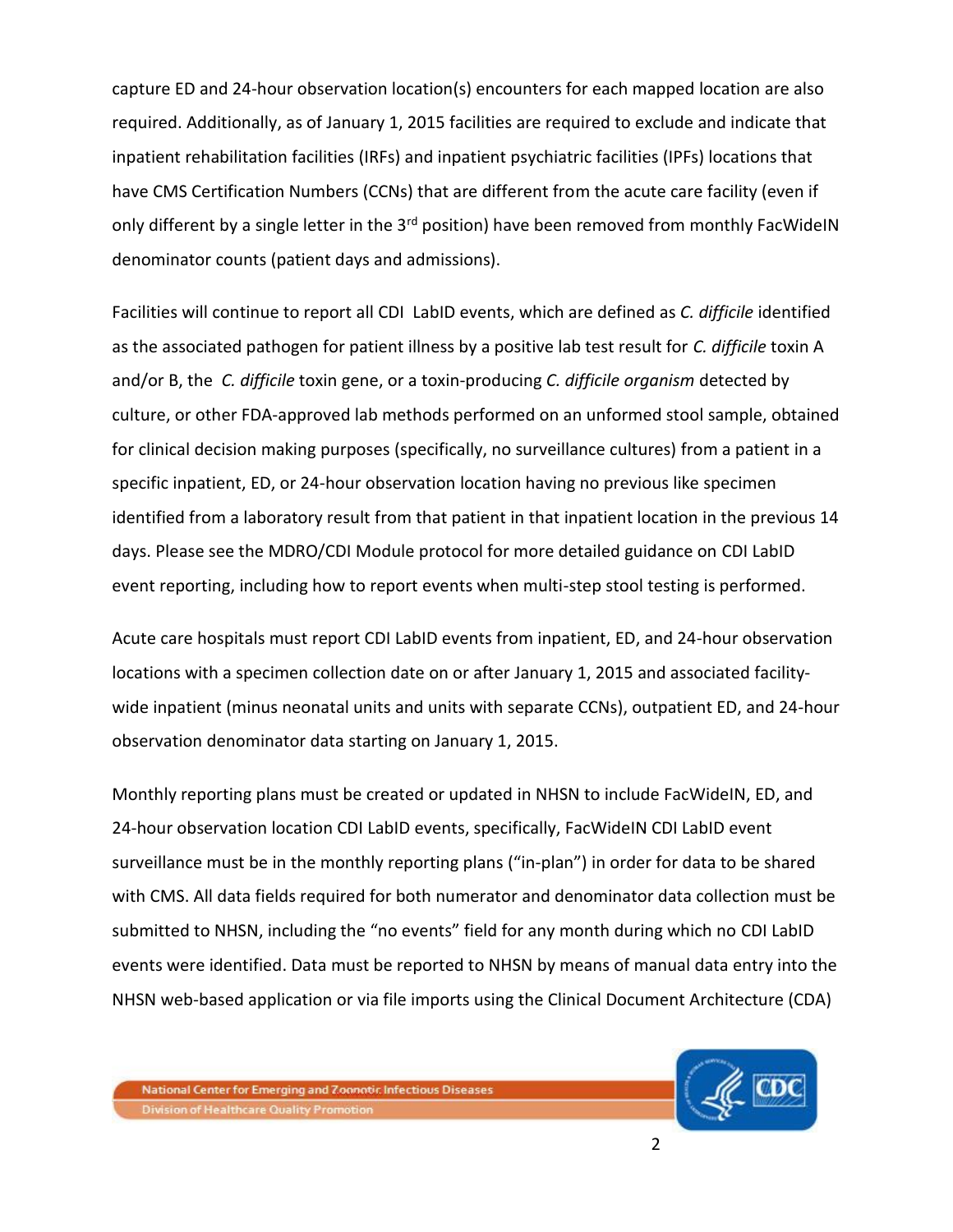capture ED and 24-hour observation location(s) encounters for each mapped location are also required. Additionally, as of January 1, 2015 facilities are required to exclude and indicate that inpatient rehabilitation facilities (IRFs) and inpatient psychiatric facilities (IPFs) locations that have CMS Certification Numbers (CCNs) that are different from the acute care facility (even if only different by a single letter in the 3rd position) have been removed from monthly FacWideIN denominator counts (patient days and admissions).

Facilities will continue to report all CDI LabID events, which are defined as *C. difficile* identified as the associated pathogen for patient illness by a positive lab test result for *C. difficile* toxin A and/or B, the *C. difficile* toxin gene, or a toxin-producing *C. difficile organism* detected by culture, or other FDA-approved lab methods performed on an unformed stool sample, obtained for clinical decision making purposes (specifically, no surveillance cultures) from a patient in a specific inpatient, ED, or 24-hour observation location having no previous like specimen identified from a laboratory result from that patient in that inpatient location in the previous 14 days. Please see the MDRO/CDI Module protocol for more detailed guidance on CDI LabID event reporting, including how to report events when multi-step stool testing is performed.

Acute care hospitals must report CDI LabID events from inpatient, ED, and 24-hour observation locations with a specimen collection date on or after January 1, 2015 and associated facility-wide inpatient (minus neonatal units and units with separate CCNs), outpatient ED, and 24-hour observation denominator data starting on January 1, 2015.

Monthly reporting plans must be created or updated in NHSN to include FacWideIN, ED, and 24-hour observation location CDI LabID events, specifically, FacWideIN CDI LabID event surveillance must be in the monthly reporting plans ("in-plan") in order for data to be shared with CMS. All data fields required for both numerator and denominator data collection must be submitted to NHSN, including the "no events" field for any month during which no CDI LabID events were identified. Data must be reported to NHSN by means of manual data entry into the NHSN web-based application or via file imports using the Clinical Document Architecture (CDA)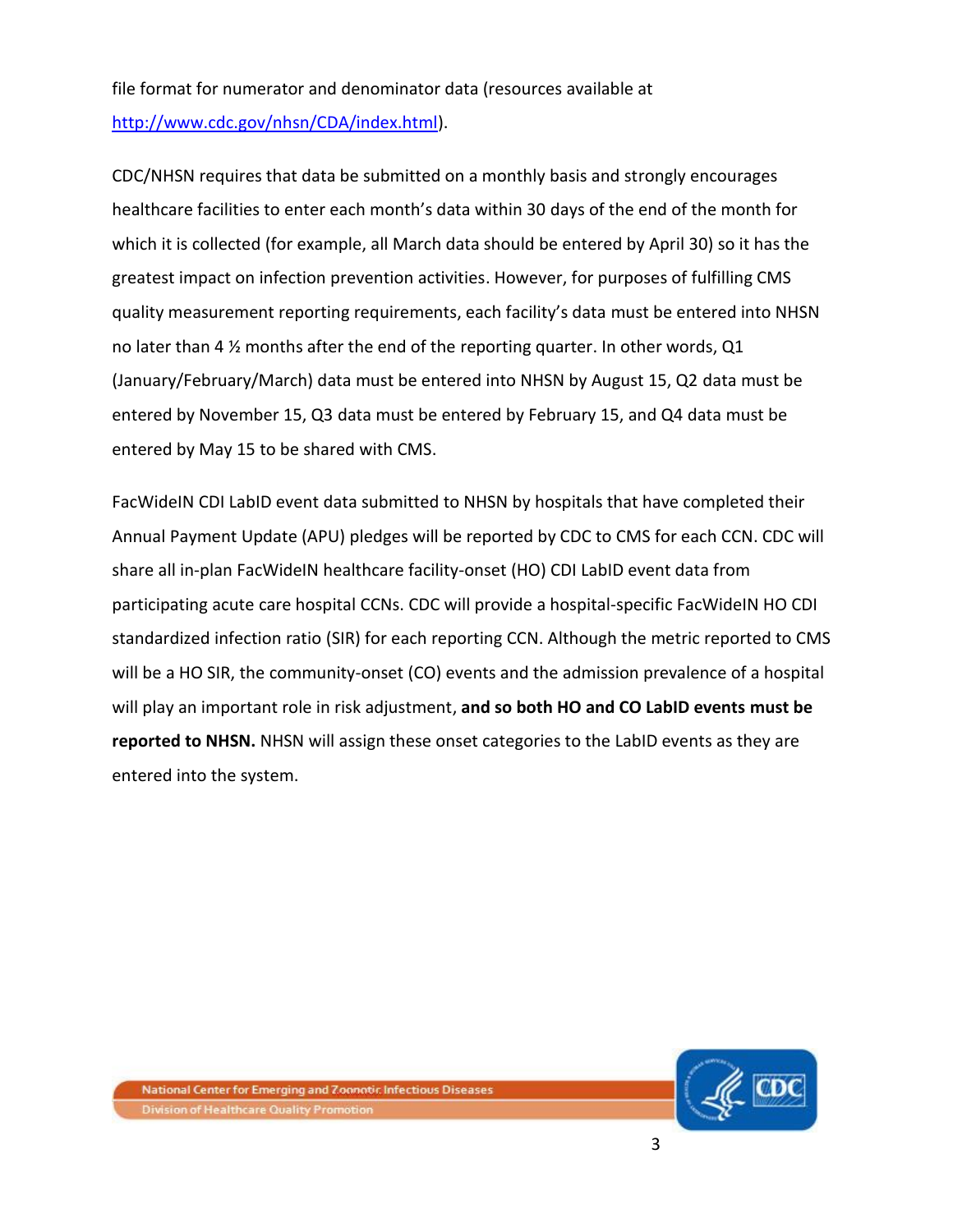file format for numerator and denominator data (resources available at [http://www.cdc.gov/nhsn/CDA/index.html](http://www.cdc.gov/nhsn/CDA/index.html)).

CDC/NHSN requires that data be submitted on a monthly basis and strongly encourages healthcare facilities to enter each month's data within 30 days of the end of the month for which it is collected (for example, all March data should be entered by April 30) so it has the greatest impact on infection prevention activities. However, for purposes of fulfilling CMS quality measurement reporting requirements, each facility's data must be entered into NHSN no later than 4 ½ months after the end of the reporting quarter. In other words, Q1 (January/February/March) data must be entered into NHSN by August 15, Q2 data must be entered by November 15, Q3 data must be entered by February 15, and Q4 data must be entered by May 15 to be shared with CMS.

FacWideIN CDI LabID event data submitted to NHSN by hospitals that have completed their Annual Payment Update (APU) pledges will be reported by CDC to CMS for each CCN. CDC will share all in-plan FacWideIN healthcare facility-onset (HO) CDI LabID event data from participating acute care hospital CCNs. CDC will provide a hospital-specific FacWideIN HO CDI standardized infection ratio (SIR) for each reporting CCN. Although the metric reported to CMS will be a HO SIR, the community-onset (CO) events and the admission prevalence of a hospital will play an important role in risk adjustment, **and so both HO and CO LabID events must be reported to NHSN.** NHSN will assign these onset categories to the LabID events as they are entered into the system.